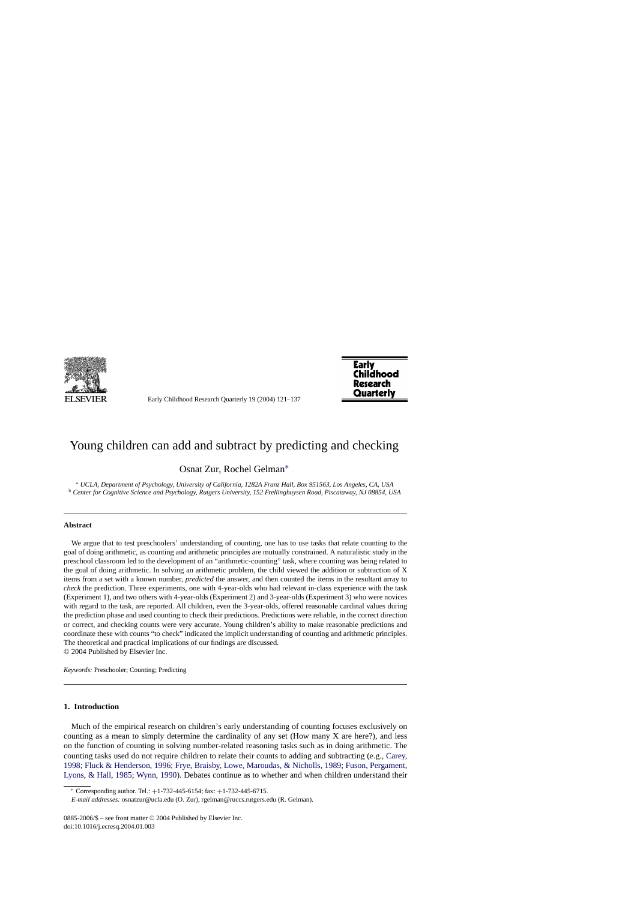# Young children can add and subtract by predicting and checking

Osnat Zur, Rochel Gelman*

[a] *UCLA, Department of Psychology, University of California, 1282A Franz Hall, Box 951563, Los Angeles, CA, USA*
[b] *Center for Cognitive Science and Psychology, Rutgers University, 152 Frellinghuysen Road, Piscataway, NJ 08854, USA*

**Abstract**

We argue that to test preschoolers' understanding of counting, one has to use tasks that relate counting to the goal of doing arithmetic, as counting and arithmetic principles are mutually constrained. A naturalistic study in the preschool classroom led to the development of an "arithmetic-counting" task, where counting was being related to the goal of doing arithmetic. In solving an arithmetic problem, the child viewed the addition or subtraction of X items from a set with a known number, *predicted* the answer, and then counted the items in the resultant array to *check* the prediction. Three experiments, one with 4-year-olds who had relevant in-class experience with the task (Experiment 1), and two others with 4-year-olds (Experiment 2) and 3-year-olds (Experiment 3) who were novices with regard to the task, are reported. All children, even the 3-year-olds, offered reasonable cardinal values during the prediction phase and used counting to check their predictions. Predictions were reliable, in the correct direction or correct, and checking counts were very accurate. Young children's ability to make reasonable predictions and coordinate these with counts "to check" indicated the implicit understanding of counting and arithmetic principles. The theoretical and practical implications of our findings are discussed.
© 2004 Published by Elsevier Inc.

*Keywords:* Preschooler; Counting; Predicting

## 1. Introduction

Much of the empirical research on children's early understanding of counting focuses exclusively on counting as a mean to simply determine the cardinality of any set (How many X are here?), and less on the function of counting in solving number-related reasoning tasks such as in doing arithmetic. The counting tasks used do not require children to relate their counts to adding and subtracting (e.g., Carey, 1998; Fluck & Henderson, 1996; Frye, Braisby, Lowe, Maroudas, & Nicholls, 1989; Fuson, Pergament, Lyons, & Hall, 1985; Wynn, 1990). Debates continue as to whether and when children understand their

* Corresponding author. Tel.: +1-732-445-6154; fax: +1-732-445-6715.
*E-mail addresses:* osnatzur@ucla.edu (O. Zur), rgelman@ruccs.rutgers.edu (R. Gelman).

0885-2006/$ – see front matter © 2004 Published by Elsevier Inc.
doi:10.1016/j.ecresq.2004.01.003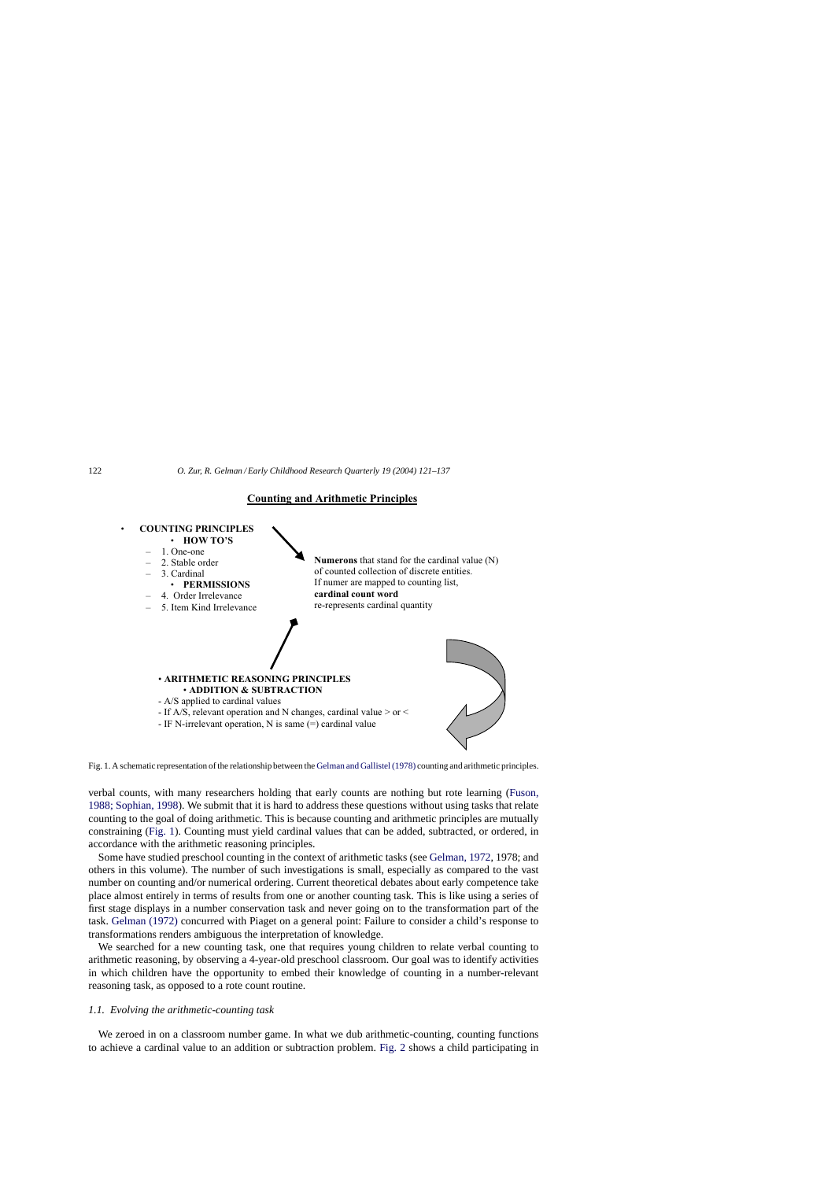**Counting and Arithmetic Principles**

- **COUNTING PRINCIPLES**
  - **HOW TO'S**
  - 1. One-one
  - 2. Stable order
  - 3. Cardinal
  - **PERMISSIONS**
  - 4. Order Irrelevance
  - 5. Item Kind Irrelevance

**Numerons** that stand for the cardinal value (N) of counted collection of discrete entities.
If numer are mapped to counting list,
**cardinal count word**
re-represents cardinal quantity

- **ARITHMETIC REASONING PRINCIPLES**
  - **ADDITION & SUBTRACTION**
- A/S applied to cardinal values
- If A/S, relevant operation and N changes, cardinal value > or <
- IF N-irrelevant operation, N is same (=) cardinal value

Fig. 1. A schematic representation of the relationship between the Gelman and Gallistel (1978) counting and arithmetic principles.

verbal counts, with many researchers holding that early counts are nothing but rote learning (Fuson, 1988; Sophian, 1998). We submit that it is hard to address these questions without using tasks that relate counting to the goal of doing arithmetic. This is because counting and arithmetic principles are mutually constraining (Fig. 1). Counting must yield cardinal values that can be added, subtracted, or ordered, in accordance with the arithmetic reasoning principles.

Some have studied preschool counting in the context of arithmetic tasks (see Gelman, 1972, 1978; and others in this volume). The number of such investigations is small, especially as compared to the vast number on counting and/or numerical ordering. Current theoretical debates about early competence take place almost entirely in terms of results from one or another counting task. This is like using a series of first stage displays in a number conservation task and never going on to the transformation part of the task. Gelman (1972) concurred with Piaget on a general point: Failure to consider a child's response to transformations renders ambiguous the interpretation of knowledge.

We searched for a new counting task, one that requires young children to relate verbal counting to arithmetic reasoning, by observing a 4-year-old preschool classroom. Our goal was to identify activities in which children have the opportunity to embed their knowledge of counting in a number-relevant reasoning task, as opposed to a rote count routine.

### *1.1. Evolving the arithmetic-counting task*

We zeroed in on a classroom number game. In what we dub arithmetic-counting, counting functions to achieve a cardinal value to an addition or subtraction problem. Fig. 2 shows a child participating in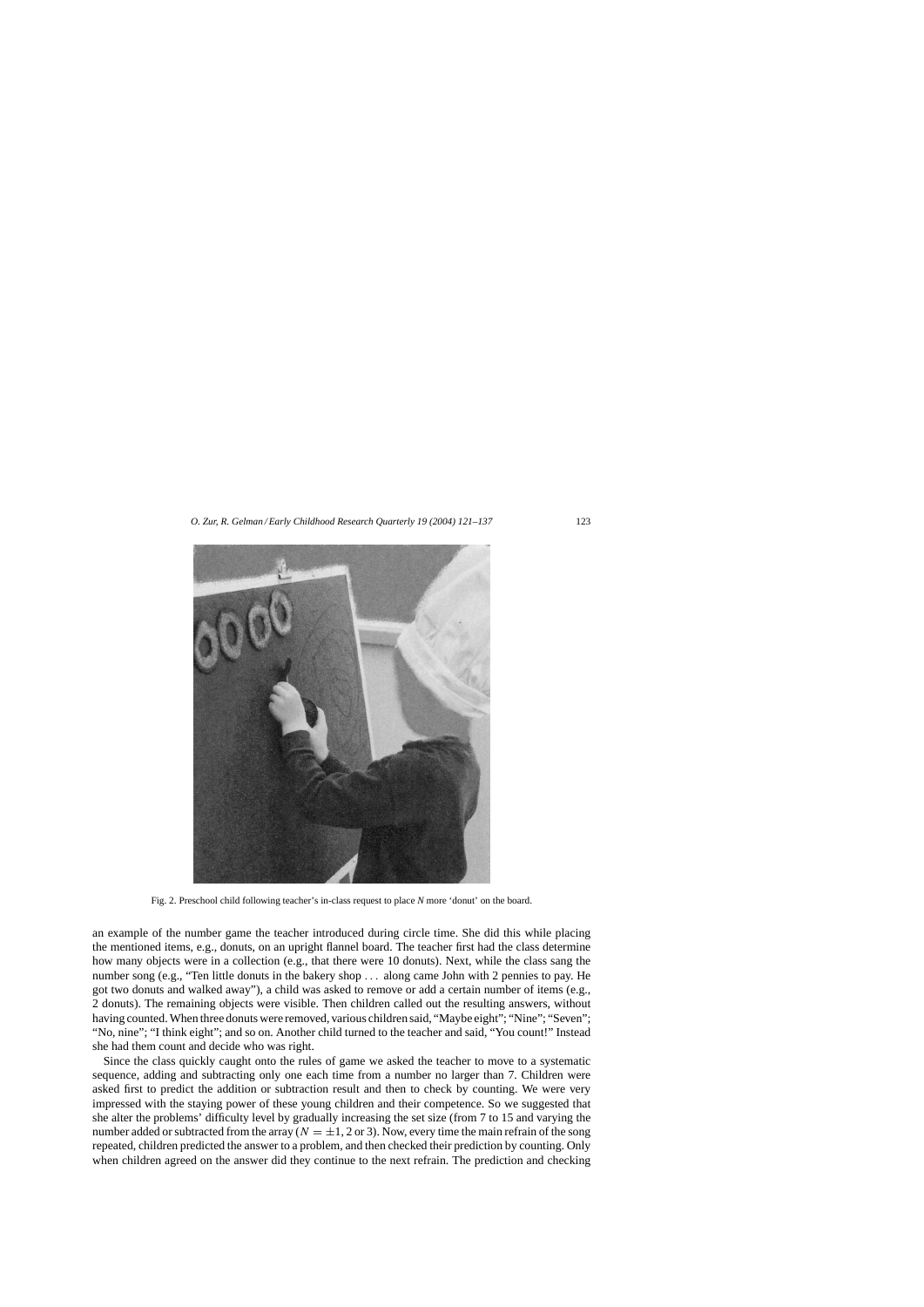Fig. 2. Preschool child following teacher's in-class request to place *N* more 'donut' on the board.

an example of the number game the teacher introduced during circle time. She did this while placing the mentioned items, e.g., donuts, on an upright flannel board. The teacher first had the class determine how many objects were in a collection (e.g., that there were 10 donuts). Next, while the class sang the number song (e.g., "Ten little donuts in the bakery shop ... along came John with 2 pennies to pay. He got two donuts and walked away"), a child was asked to remove or add a certain number of items (e.g., 2 donuts). The remaining objects were visible. Then children called out the resulting answers, without having counted. When three donuts were removed, various children said, "Maybe eight"; "Nine"; "Seven"; "No, nine"; "I think eight"; and so on. Another child turned to the teacher and said, "You count!" Instead she had them count and decide who was right.

Since the class quickly caught onto the rules of game we asked the teacher to move to a systematic sequence, adding and subtracting only one each time from a number no larger than 7. Children were asked first to predict the addition or subtraction result and then to check by counting. We were very impressed with the staying power of these young children and their competence. So we suggested that she alter the problems' difficulty level by gradually increasing the set size (from 7 to 15 and varying the number added or subtracted from the array ($N = \pm 1$, 2 or 3). Now, every time the main refrain of the song repeated, children predicted the answer to a problem, and then checked their prediction by counting. Only when children agreed on the answer did they continue to the next refrain. The prediction and checking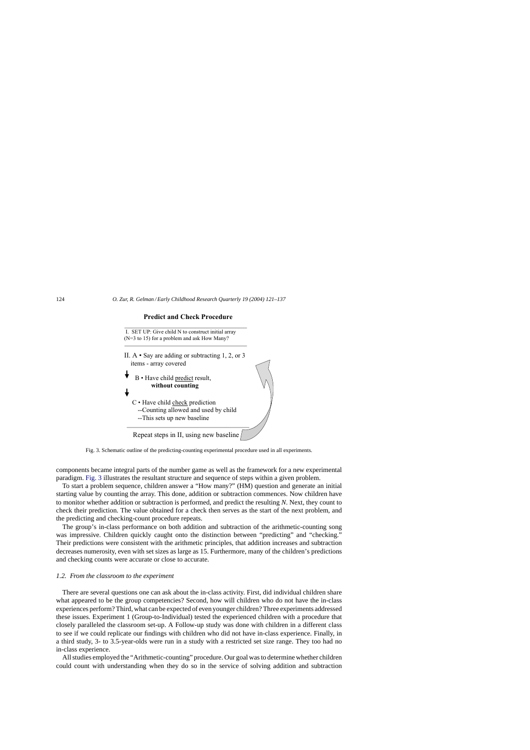**Predict and Check Procedure**

I. SET UP: Give child N to construct initial array (N=3 to 15) for a problem and ask How Many?

II. A • Say are adding or subtracting 1, 2, or 3 items - array covered

B • Have child predict result, **without counting**

C • Have child check prediction
--Counting allowed and used by child
--This sets up new baseline

Repeat steps in II, using new baseline

Fig. 3. Schematic outline of the predicting-counting experimental procedure used in all experiments.

components became integral parts of the number game as well as the framework for a new experimental paradigm. Fig. 3 illustrates the resultant structure and sequence of steps within a given problem.

To start a problem sequence, children answer a "How many?" (HM) question and generate an initial starting value by counting the array. This done, addition or subtraction commences. Now children have to monitor whether addition or subtraction is performed, and predict the resulting *N*. Next, they count to check their prediction. The value obtained for a check then serves as the start of the next problem, and the predicting and checking-count procedure repeats.

The group's in-class performance on both addition and subtraction of the arithmetic-counting song was impressive. Children quickly caught onto the distinction between "predicting" and "checking." Their predictions were consistent with the arithmetic principles, that addition increases and subtraction decreases numerosity, even with set sizes as large as 15. Furthermore, many of the children's predictions and checking counts were accurate or close to accurate.

### *1.2. From the classroom to the experiment*

There are several questions one can ask about the in-class activity. First, did individual children share what appeared to be the group competencies? Second, how will children who do not have the in-class experiences perform? Third, what can be expected of even younger children? Three experiments addressed these issues. Experiment 1 (Group-to-Individual) tested the experienced children with a procedure that closely paralleled the classroom set-up. A Follow-up study was done with children in a different class to see if we could replicate our findings with children who did not have in-class experience. Finally, in a third study, 3- to 3.5-year-olds were run in a study with a restricted set size range. They too had no in-class experience.

All studies employed the "Arithmetic-counting" procedure. Our goal was to determine whether children could count with understanding when they do so in the service of solving addition and subtraction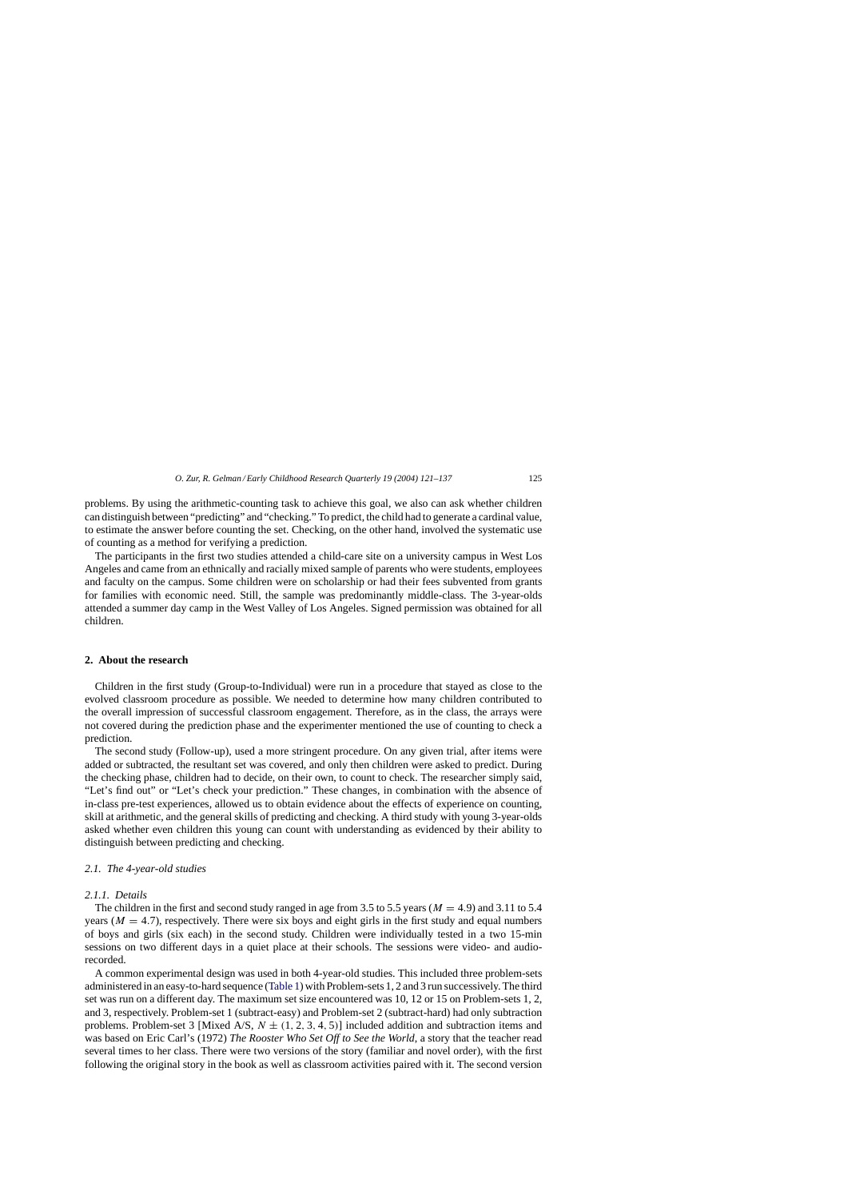problems. By using the arithmetic-counting task to achieve this goal, we also can ask whether children can distinguish between "predicting" and "checking." To predict, the child had to generate a cardinal value, to estimate the answer before counting the set. Checking, on the other hand, involved the systematic use of counting as a method for verifying a prediction.

The participants in the first two studies attended a child-care site on a university campus in West Los Angeles and came from an ethnically and racially mixed sample of parents who were students, employees and faculty on the campus. Some children were on scholarship or had their fees subvented from grants for families with economic need. Still, the sample was predominantly middle-class. The 3-year-olds attended a summer day camp in the West Valley of Los Angeles. Signed permission was obtained for all children.

## 2. About the research

Children in the first study (Group-to-Individual) were run in a procedure that stayed as close to the evolved classroom procedure as possible. We needed to determine how many children contributed to the overall impression of successful classroom engagement. Therefore, as in the class, the arrays were not covered during the prediction phase and the experimenter mentioned the use of counting to check a prediction.

The second study (Follow-up), used a more stringent procedure. On any given trial, after items were added or subtracted, the resultant set was covered, and only then children were asked to predict. During the checking phase, children had to decide, on their own, to count to check. The researcher simply said, "Let's find out" or "Let's check your prediction." These changes, in combination with the absence of in-class pre-test experiences, allowed us to obtain evidence about the effects of experience on counting, skill at arithmetic, and the general skills of predicting and checking. A third study with young 3-year-olds asked whether even children this young can count with understanding as evidenced by their ability to distinguish between predicting and checking.

### 2.1. The 4-year-old studies

#### 2.1.1. Details

The children in the first and second study ranged in age from 3.5 to 5.5 years ($M = 4.9$) and 3.11 to 5.4 years ($M = 4.7$), respectively. There were six boys and eight girls in the first study and equal numbers of boys and girls (six each) in the second study. Children were individually tested in a two 15-min sessions on two different days in a quiet place at their schools. The sessions were video- and audio-recorded.

A common experimental design was used in both 4-year-old studies. This included three problem-sets administered in an easy-to-hard sequence (Table 1) with Problem-sets 1, 2 and 3 run successively. The third set was run on a different day. The maximum set size encountered was 10, 12 or 15 on Problem-sets 1, 2, and 3, respectively. Problem-set 1 (subtract-easy) and Problem-set 2 (subtract-hard) had only subtraction problems. Problem-set 3 [Mixed A/S, $N \pm (1, 2, 3, 4, 5)$] included addition and subtraction items and was based on Eric Carl's (1972) *The Rooster Who Set Off to See the World*, a story that the teacher read several times to her class. There were two versions of the story (familiar and novel order), with the first following the original story in the book as well as classroom activities paired with it. The second version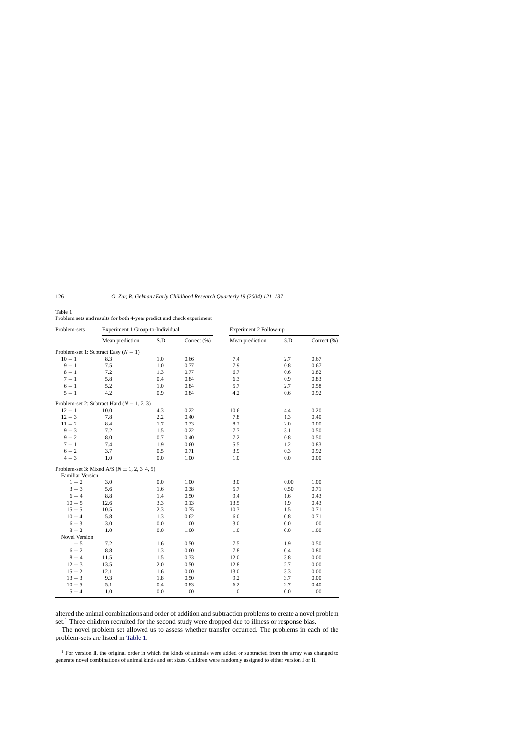Table 1
Problem sets and results for both 4-year predict and check experiment

| Problem-sets | Experiment 1 Group-to-Individual | | | Experiment 2 Follow-up | | |
|---|---|---|---|---|---|---|
| | Mean prediction | S.D. | Correct (%) | Mean prediction | S.D. | Correct (%) |
| Problem-set 1: Subtract Easy ($N - 1$) | | | | | | |
| $10 - 1$ | 8.3 | 1.0 | 0.66 | 7.4 | 2.7 | 0.67 |
| $9 - 1$ | 7.5 | 1.0 | 0.77 | 7.9 | 0.8 | 0.67 |
| $8 - 1$ | 7.2 | 1.3 | 0.77 | 6.7 | 0.6 | 0.82 |
| $7 - 1$ | 5.8 | 0.4 | 0.84 | 6.3 | 0.9 | 0.83 |
| $6 - 1$ | 5.2 | 1.0 | 0.84 | 5.7 | 2.7 | 0.58 |
| $5 - 1$ | 4.2 | 0.9 | 0.84 | 4.2 | 0.6 | 0.92 |
| Problem-set 2: Subtract Hard ($N - 1, 2, 3$) | | | | | | |
| $12 - 1$ | 10.0 | 4.3 | 0.22 | 10.6 | 4.4 | 0.20 |
| $12 - 3$ | 7.8 | 2.2 | 0.40 | 7.8 | 1.3 | 0.40 |
| $11 - 2$ | 8.4 | 1.7 | 0.33 | 8.2 | 2.0 | 0.00 |
| $9 - 3$ | 7.2 | 1.5 | 0.22 | 7.7 | 3.1 | 0.50 |
| $9 - 2$ | 8.0 | 0.7 | 0.40 | 7.2 | 0.8 | 0.50 |
| $7 - 1$ | 7.4 | 1.9 | 0.60 | 5.5 | 1.2 | 0.83 |
| $6 - 2$ | 3.7 | 0.5 | 0.71 | 3.9 | 0.3 | 0.92 |
| $4 - 3$ | 1.0 | 0.0 | 1.00 | 1.0 | 0.0 | 0.00 |
| Problem-set 3: Mixed A/S ($N \pm 1, 2, 3, 4, 5$) | | | | | | |
| Familiar Version | | | | | | |
| $1 + 2$ | 3.0 | 0.0 | 1.00 | 3.0 | 0.00 | 1.00 |
| $3 + 3$ | 5.6 | 1.6 | 0.38 | 5.7 | 0.50 | 0.71 |
| $6 + 4$ | 8.8 | 1.4 | 0.50 | 9.4 | 1.6 | 0.43 |
| $10 + 5$ | 12.6 | 3.3 | 0.13 | 13.5 | 1.9 | 0.43 |
| $15 - 5$ | 10.5 | 2.3 | 0.75 | 10.3 | 1.5 | 0.71 |
| $10 - 4$ | 5.8 | 1.3 | 0.62 | 6.0 | 0.8 | 0.71 |
| $6 - 3$ | 3.0 | 0.0 | 1.00 | 3.0 | 0.0 | 1.00 |
| $3 - 2$ | 1.0 | 0.0 | 1.00 | 1.0 | 0.0 | 1.00 |
| Novel Version | | | | | | |
| $1 + 5$ | 7.2 | 1.6 | 0.50 | 7.5 | 1.9 | 0.50 |
| $6 + 2$ | 8.8 | 1.3 | 0.60 | 7.8 | 0.4 | 0.80 |
| $8 + 4$ | 11.5 | 1.5 | 0.33 | 12.0 | 3.8 | 0.00 |
| $12 + 3$ | 13.5 | 2.0 | 0.50 | 12.8 | 2.7 | 0.00 |
| $15 - 2$ | 12.1 | 1.6 | 0.00 | 13.0 | 3.3 | 0.00 |
| $13 - 3$ | 9.3 | 1.8 | 0.50 | 9.2 | 3.7 | 0.00 |
| $10 - 5$ | 5.1 | 0.4 | 0.83 | 6.2 | 2.7 | 0.40 |
| $5 - 4$ | 1.0 | 0.0 | 1.00 | 1.0 | 0.0 | 1.00 |

altered the animal combinations and order of addition and subtraction problems to create a novel problem set.[1] Three children recruited for the second study were dropped due to illness or response bias.

The novel problem set allowed us to assess whether transfer occurred. The problems in each of the problem-sets are listed in Table 1.

[1] For version II, the original order in which the kinds of animals were added or subtracted from the array was changed to generate novel combinations of animal kinds and set sizes. Children were randomly assigned to either version I or II.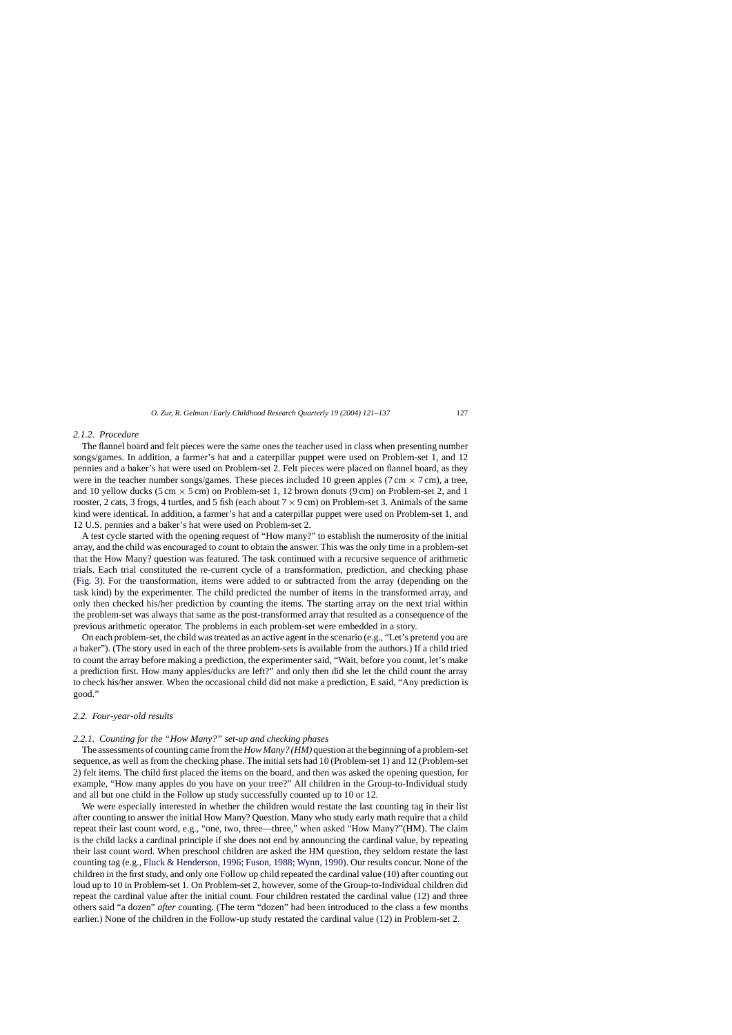### 2.1.2. Procedure

The flannel board and felt pieces were the same ones the teacher used in class when presenting number songs/games. In addition, a farmer's hat and a caterpillar puppet were used on Problem-set 1, and 12 pennies and a baker's hat were used on Problem-set 2. Felt pieces were placed on flannel board, as they were in the teacher number songs/games. These pieces included 10 green apples (7 cm × 7 cm), a tree, and 10 yellow ducks (5 cm × 5 cm) on Problem-set 1, 12 brown donuts (9 cm) on Problem-set 2, and 1 rooster, 2 cats, 3 frogs, 4 turtles, and 5 fish (each about 7 × 9 cm) on Problem-set 3. Animals of the same kind were identical. In addition, a farmer's hat and a caterpillar puppet were used on Problem-set 1, and 12 U.S. pennies and a baker's hat were used on Problem-set 2.

A test cycle started with the opening request of "How many?" to establish the numerosity of the initial array, and the child was encouraged to count to obtain the answer. This was the only time in a problem-set that the How Many? question was featured. The task continued with a recursive sequence of arithmetic trials. Each trial constituted the re-current cycle of a transformation, prediction, and checking phase (Fig. 3). For the transformation, items were added to or subtracted from the array (depending on the task kind) by the experimenter. The child predicted the number of items in the transformed array, and only then checked his/her prediction by counting the items. The starting array on the next trial within the problem-set was always that same as the post-transformed array that resulted as a consequence of the previous arithmetic operator. The problems in each problem-set were embedded in a story.

On each problem-set, the child was treated as an active agent in the scenario (e.g., "Let's pretend you are a baker"). (The story used in each of the three problem-sets is available from the authors.) If a child tried to count the array before making a prediction, the experimenter said, "Wait, before you count, let's make a prediction first. How many apples/ducks are left?" and only then did she let the child count the array to check his/her answer. When the occasional child did not make a prediction, E said, "Any prediction is good."

## 2.2. Four-year-old results

### 2.2.1. Counting for the "How Many?" set-up and checking phases

The assessments of counting came from the *How Many? (HM)* question at the beginning of a problem-set sequence, as well as from the checking phase. The initial sets had 10 (Problem-set 1) and 12 (Problem-set 2) felt items. The child first placed the items on the board, and then was asked the opening question, for example, "How many apples do you have on your tree?" All children in the Group-to-Individual study and all but one child in the Follow up study successfully counted up to 10 or 12.

We were especially interested in whether the children would restate the last counting tag in their list after counting to answer the initial How Many? Question. Many who study early math require that a child repeat their last count word, e.g., "one, two, three—three," when asked "How Many?"(HM). The claim is the child lacks a cardinal principle if she does not end by announcing the cardinal value, by repeating their last count word. When preschool children are asked the HM question, they seldom restate the last counting tag (e.g., Fluck & Henderson, 1996; Fuson, 1988; Wynn, 1990). Our results concur. None of the children in the first study, and only one Follow up child repeated the cardinal value (10) after counting out loud up to 10 in Problem-set 1. On Problem-set 2, however, some of the Group-to-Individual children did repeat the cardinal value after the initial count. Four children restated the cardinal value (12) and three others said "a dozen" *after* counting. (The term "dozen" had been introduced to the class a few months earlier.) None of the children in the Follow-up study restated the cardinal value (12) in Problem-set 2.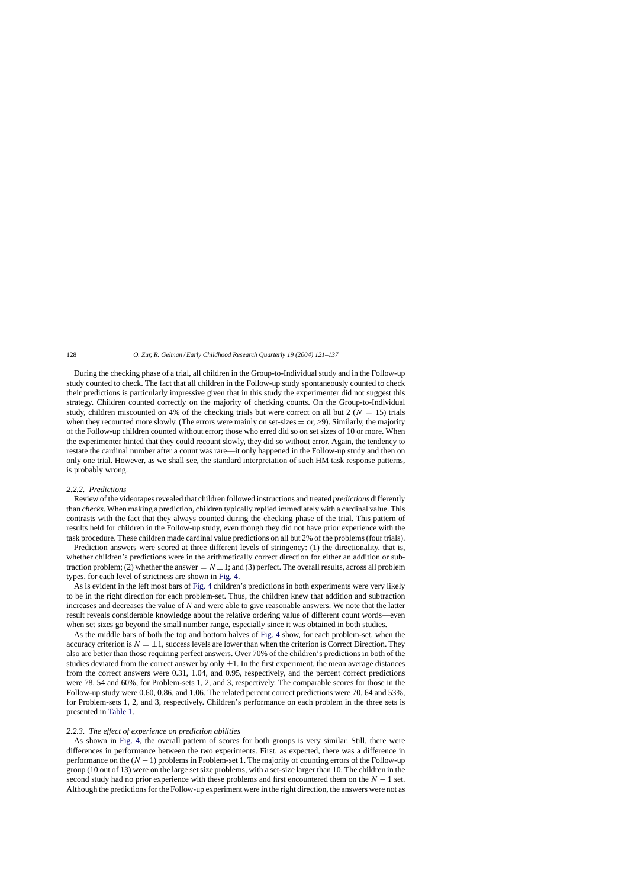During the checking phase of a trial, all children in the Group-to-Individual study and in the Follow-up study counted to check. The fact that all children in the Follow-up study spontaneously counted to check their predictions is particularly impressive given that in this study the experimenter did not suggest this strategy. Children counted correctly on the majority of checking counts. On the Group-to-Individual study, children miscounted on 4% of the checking trials but were correct on all but 2 ($N = 15$) trials when they recounted more slowly. (The errors were mainly on set-sizes = or, >9). Similarly, the majority of the Follow-up children counted without error; those who erred did so on set sizes of 10 or more. When the experimenter hinted that they could recount slowly, they did so without error. Again, the tendency to restate the cardinal number after a count was rare—it only happened in the Follow-up study and then on only one trial. However, as we shall see, the standard interpretation of such HM task response patterns, is probably wrong.

### 2.2.2. Predictions

Review of the videotapes revealed that children followed instructions and treated *predictions* differently than *checks*. When making a prediction, children typically replied immediately with a cardinal value. This contrasts with the fact that they always counted during the checking phase of the trial. This pattern of results held for children in the Follow-up study, even though they did not have prior experience with the task procedure. These children made cardinal value predictions on all but 2% of the problems (four trials).

Prediction answers were scored at three different levels of stringency: (1) the directionality, that is, whether children's predictions were in the arithmetically correct direction for either an addition or subtraction problem; (2) whether the answer = $N \pm 1$; and (3) perfect. The overall results, across all problem types, for each level of strictness are shown in Fig. 4.

As is evident in the left most bars of Fig. 4 children's predictions in both experiments were very likely to be in the right direction for each problem-set. Thus, the children knew that addition and subtraction increases and decreases the value of *N* and were able to give reasonable answers. We note that the latter result reveals considerable knowledge about the relative ordering value of different count words—even when set sizes go beyond the small number range, especially since it was obtained in both studies.

As the middle bars of both the top and bottom halves of Fig. 4 show, for each problem-set, when the accuracy criterion is $N = \pm 1$, success levels are lower than when the criterion is Correct Direction. They also are better than those requiring perfect answers. Over 70% of the children's predictions in both of the studies deviated from the correct answer by only $\pm 1$. In the first experiment, the mean average distances from the correct answers were 0.31, 1.04, and 0.95, respectively, and the percent correct predictions were 78, 54 and 60%, for Problem-sets 1, 2, and 3, respectively. The comparable scores for those in the Follow-up study were 0.60, 0.86, and 1.06. The related percent correct predictions were 70, 64 and 53%, for Problem-sets 1, 2, and 3, respectively. Children's performance on each problem in the three sets is presented in Table 1.

### 2.2.3. The effect of experience on prediction abilities

As shown in Fig. 4, the overall pattern of scores for both groups is very similar. Still, there were differences in performance between the two experiments. First, as expected, there was a difference in performance on the $(N - 1)$ problems in Problem-set 1. The majority of counting errors of the Follow-up group (10 out of 13) were on the large set size problems, with a set-size larger than 10. The children in the second study had no prior experience with these problems and first encountered them on the $N - 1$ set. Although the predictions for the Follow-up experiment were in the right direction, the answers were not as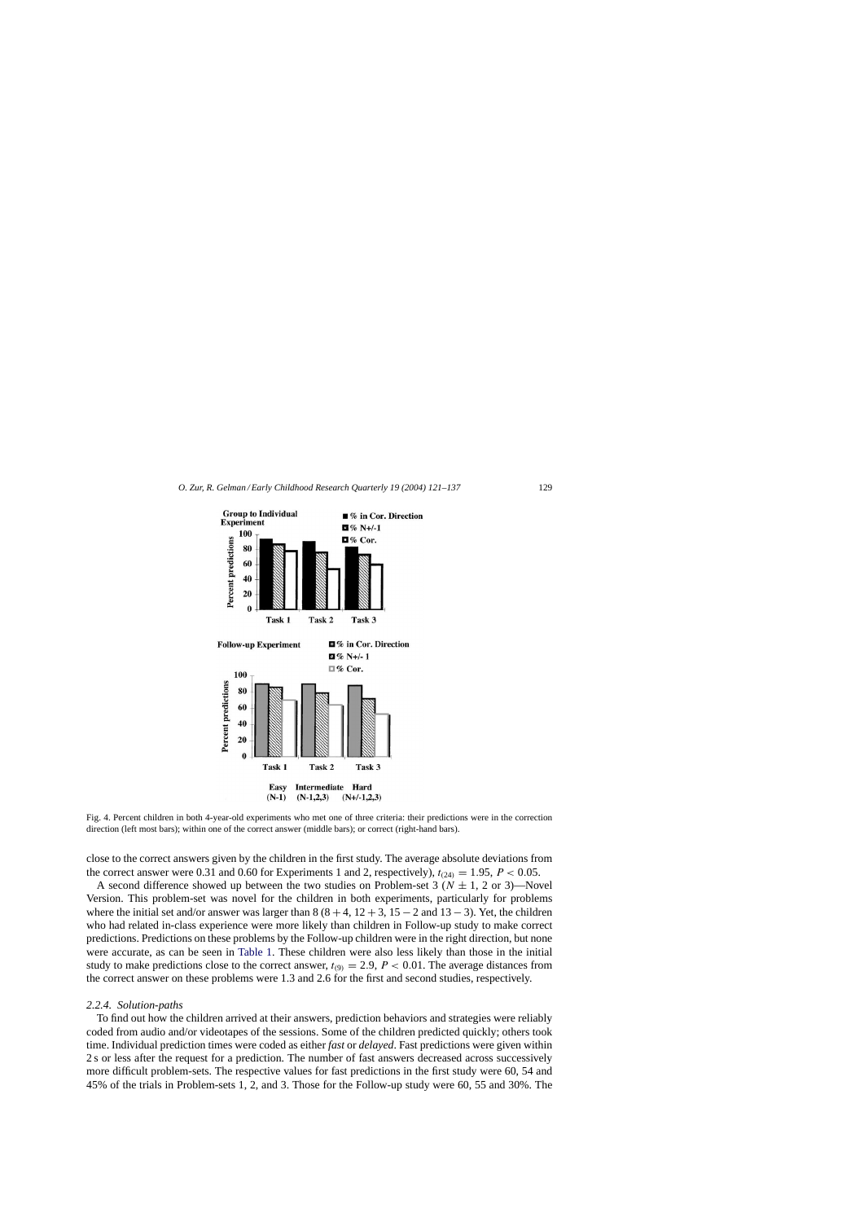Fig. 4. Percent children in both 4-year-old experiments who met one of three criteria: their predictions were in the correction direction (left most bars); within one of the correct answer (middle bars); or correct (right-hand bars).

close to the correct answers given by the children in the first study. The average absolute deviations from the correct answer were 0.31 and 0.60 for Experiments 1 and 2, respectively), $t_{(24)} = 1.95$, $P < 0.05$.

A second difference showed up between the two studies on Problem-set 3 ($N \pm 1$, 2 or 3)—Novel Version. This problem-set was novel for the children in both experiments, particularly for problems where the initial set and/or answer was larger than 8 ($8 + 4$, $12 + 3$, $15 - 2$ and $13 - 3$). Yet, the children who had related in-class experience were more likely than children in Follow-up study to make correct predictions. Predictions on these problems by the Follow-up children were in the right direction, but none were accurate, as can be seen in Table 1. These children were also less likely than those in the initial study to make predictions close to the correct answer, $t_{(9)} = 2.9$, $P < 0.01$. The average distances from the correct answer on these problems were 1.3 and 2.6 for the first and second studies, respectively.

### 2.2.4. *Solution-paths*

To find out how the children arrived at their answers, prediction behaviors and strategies were reliably coded from audio and/or videotapes of the sessions. Some of the children predicted quickly; others took time. Individual prediction times were coded as either *fast* or *delayed*. Fast predictions were given within 2 s or less after the request for a prediction. The number of fast answers decreased across successively more difficult problem-sets. The respective values for fast predictions in the first study were 60, 54 and 45% of the trials in Problem-sets 1, 2, and 3. Those for the Follow-up study were 60, 55 and 30%. The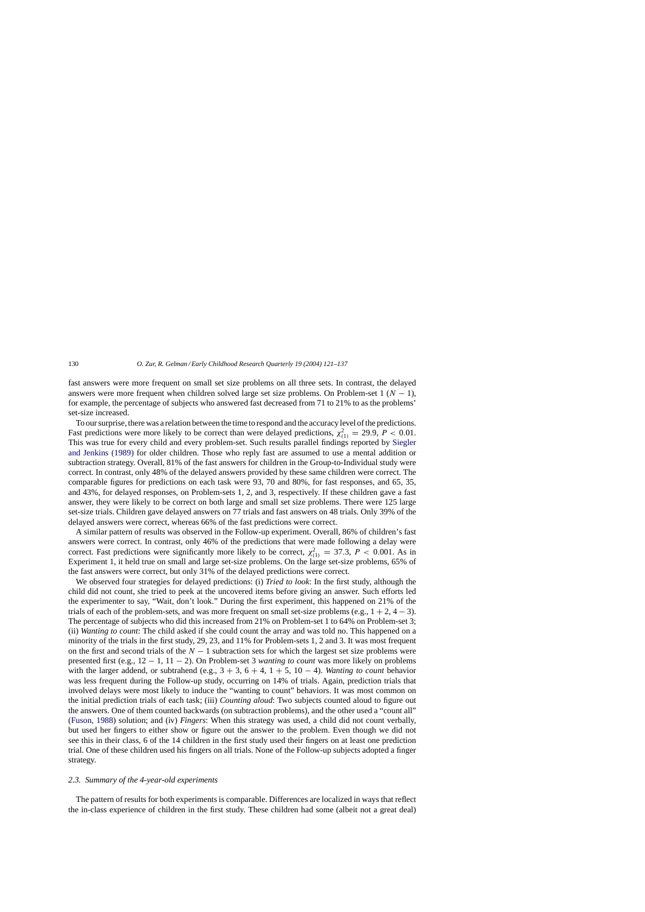fast answers were more frequent on small set size problems on all three sets. In contrast, the delayed answers were more frequent when children solved large set size problems. On Problem-set 1 ($N - 1$), for example, the percentage of subjects who answered fast decreased from 71 to 21% to as the problems' set-size increased.

To our surprise, there was a relation between the time to respond and the accuracy level of the predictions. Fast predictions were more likely to be correct than were delayed predictions, $\chi^2_{(1)} = 29.9$, $P < 0.01$. This was true for every child and every problem-set. Such results parallel findings reported by Siegler and Jenkins (1989) for older children. Those who reply fast are assumed to use a mental addition or subtraction strategy. Overall, 81% of the fast answers for children in the Group-to-Individual study were correct. In contrast, only 48% of the delayed answers provided by these same children were correct. The comparable figures for predictions on each task were 93, 70 and 80%, for fast responses, and 65, 35, and 43%, for delayed responses, on Problem-sets 1, 2, and 3, respectively. If these children gave a fast answer, they were likely to be correct on both large and small set size problems. There were 125 large set-size trials. Children gave delayed answers on 77 trials and fast answers on 48 trials. Only 39% of the delayed answers were correct, whereas 66% of the fast predictions were correct.

A similar pattern of results was observed in the Follow-up experiment. Overall, 86% of children's fast answers were correct. In contrast, only 46% of the predictions that were made following a delay were correct. Fast predictions were significantly more likely to be correct, $\chi^2_{(1)} = 37.3$, $P < 0.001$. As in Experiment 1, it held true on small and large set-size problems. On the large set-size problems, 65% of the fast answers were correct, but only 31% of the delayed predictions were correct.

We observed four strategies for delayed predictions: (i) *Tried to look*: In the first study, although the child did not count, she tried to peek at the uncovered items before giving an answer. Such efforts led the experimenter to say, "Wait, don't look." During the first experiment, this happened on 21% of the trials of each of the problem-sets, and was more frequent on small set-size problems (e.g., $1 + 2$, $4 - 3$). The percentage of subjects who did this increased from 21% on Problem-set 1 to 64% on Problem-set 3; (ii) *Wanting to count*: The child asked if she could count the array and was told no. This happened on a minority of the trials in the first study, 29, 23, and 11% for Problem-sets 1, 2 and 3. It was most frequent on the first and second trials of the $N - 1$ subtraction sets for which the largest set size problems were presented first (e.g., $12 - 1$, $11 - 2$). On Problem-set 3 *wanting to count* was more likely on problems with the larger addend, or subtrahend (e.g., $3 + 3$, $6 + 4$, $1 + 5$, $10 - 4$). *Wanting to count* behavior was less frequent during the Follow-up study, occurring on 14% of trials. Again, prediction trials that involved delays were most likely to induce the "wanting to count" behaviors. It was most common on the initial prediction trials of each task; (iii) *Counting aloud*: Two subjects counted aloud to figure out the answers. One of them counted backwards (on subtraction problems), and the other used a "count all" (Fuson, 1988) solution; and (iv) *Fingers*: When this strategy was used, a child did not count verbally, but used her fingers to either show or figure out the answer to the problem. Even though we did not see this in their class, 6 of the 14 children in the first study used their fingers on at least one prediction trial. One of these children used his fingers on all trials. None of the Follow-up subjects adopted a finger strategy.

### 2.3. Summary of the 4-year-old experiments

The pattern of results for both experiments is comparable. Differences are localized in ways that reflect the in-class experience of children in the first study. These children had some (albeit not a great deal)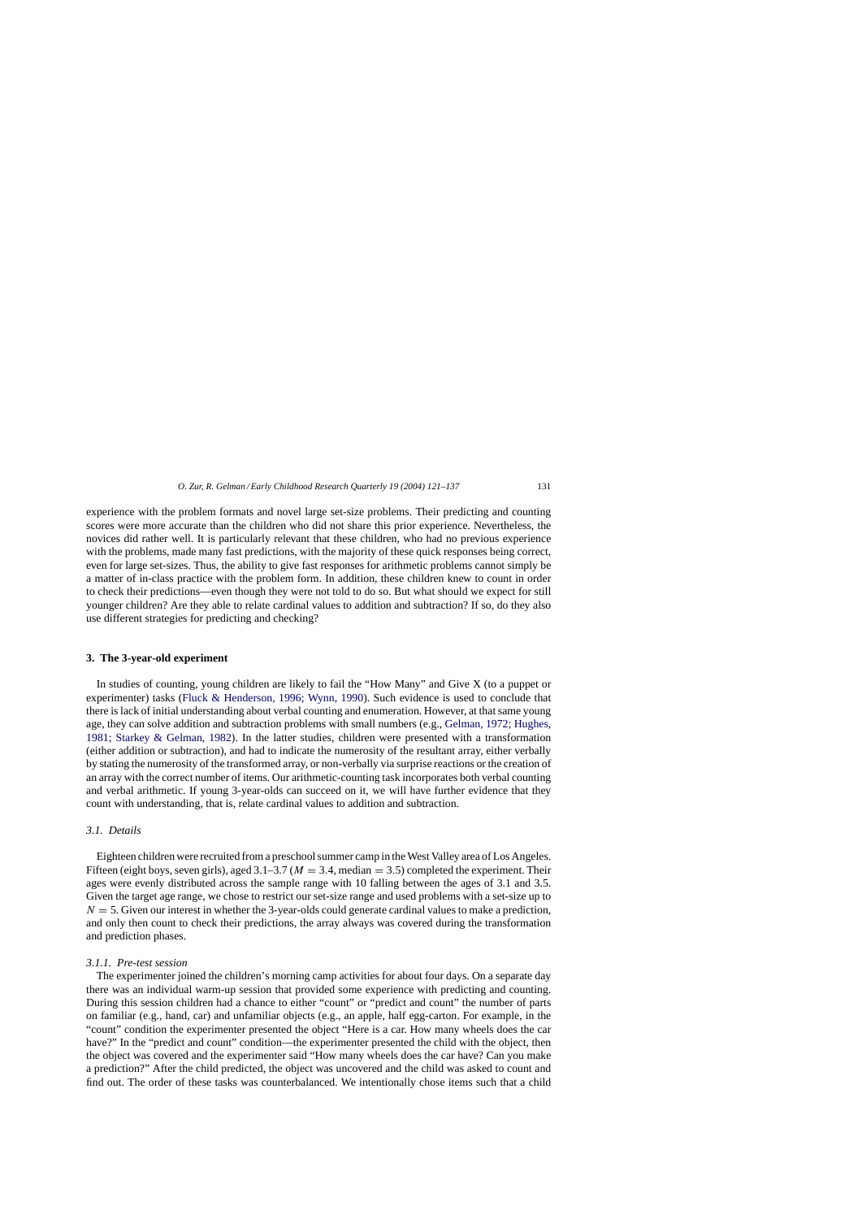experience with the problem formats and novel large set-size problems. Their predicting and counting scores were more accurate than the children who did not share this prior experience. Nevertheless, the novices did rather well. It is particularly relevant that these children, who had no previous experience with the problems, made many fast predictions, with the majority of these quick responses being correct, even for large set-sizes. Thus, the ability to give fast responses for arithmetic problems cannot simply be a matter of in-class practice with the problem form. In addition, these children knew to count in order to check their predictions—even though they were not told to do so. But what should we expect for still younger children? Are they able to relate cardinal values to addition and subtraction? If so, do they also use different strategies for predicting and checking?

## 3. The 3-year-old experiment

In studies of counting, young children are likely to fail the "How Many" and Give X (to a puppet or experimenter) tasks (Fluck & Henderson, 1996; Wynn, 1990). Such evidence is used to conclude that there is lack of initial understanding about verbal counting and enumeration. However, at that same young age, they can solve addition and subtraction problems with small numbers (e.g., Gelman, 1972; Hughes, 1981; Starkey & Gelman, 1982). In the latter studies, children were presented with a transformation (either addition or subtraction), and had to indicate the numerosity of the resultant array, either verbally by stating the numerosity of the transformed array, or non-verbally via surprise reactions or the creation of an array with the correct number of items. Our arithmetic-counting task incorporates both verbal counting and verbal arithmetic. If young 3-year-olds can succeed on it, we will have further evidence that they count with understanding, that is, relate cardinal values to addition and subtraction.

### 3.1. Details

Eighteen children were recruited from a preschool summer camp in the West Valley area of Los Angeles. Fifteen (eight boys, seven girls), aged 3.1–3.7 ($M = 3.4$, median $= 3.5$) completed the experiment. Their ages were evenly distributed across the sample range with 10 falling between the ages of 3.1 and 3.5. Given the target age range, we chose to restrict our set-size range and used problems with a set-size up to $N = 5$. Given our interest in whether the 3-year-olds could generate cardinal values to make a prediction, and only then count to check their predictions, the array always was covered during the transformation and prediction phases.

#### 3.1.1. Pre-test session

The experimenter joined the children's morning camp activities for about four days. On a separate day there was an individual warm-up session that provided some experience with predicting and counting. During this session children had a chance to either "count" or "predict and count" the number of parts on familiar (e.g., hand, car) and unfamiliar objects (e.g., an apple, half egg-carton. For example, in the "count" condition the experimenter presented the object "Here is a car. How many wheels does the car have?" In the "predict and count" condition—the experimenter presented the child with the object, then the object was covered and the experimenter said "How many wheels does the car have? Can you make a prediction?" After the child predicted, the object was uncovered and the child was asked to count and find out. The order of these tasks was counterbalanced. We intentionally chose items such that a child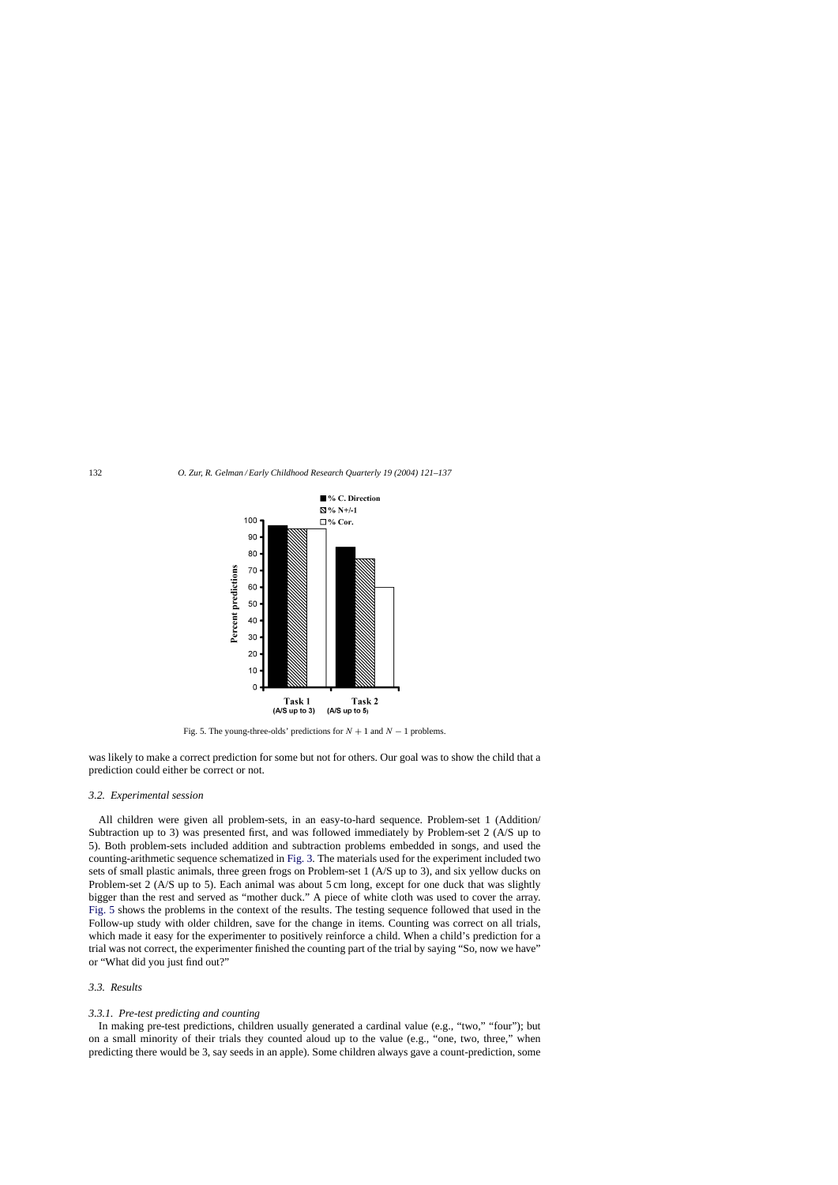Fig. 5. The young-three-olds' predictions for $N + 1$ and $N - 1$ problems.

was likely to make a correct prediction for some but not for others. Our goal was to show the child that a prediction could either be correct or not.

### 3.2. Experimental session

All children were given all problem-sets, in an easy-to-hard sequence. Problem-set 1 (Addition/Subtraction up to 3) was presented first, and was followed immediately by Problem-set 2 (A/S up to 5). Both problem-sets included addition and subtraction problems embedded in songs, and used the counting-arithmetic sequence schematized in Fig. 3. The materials used for the experiment included two sets of small plastic animals, three green frogs on Problem-set 1 (A/S up to 3), and six yellow ducks on Problem-set 2 (A/S up to 5). Each animal was about 5 cm long, except for one duck that was slightly bigger than the rest and served as "mother duck." A piece of white cloth was used to cover the array. Fig. 5 shows the problems in the context of the results. The testing sequence followed that used in the Follow-up study with older children, save for the change in items. Counting was correct on all trials, which made it easy for the experimenter to positively reinforce a child. When a child's prediction for a trial was not correct, the experimenter finished the counting part of the trial by saying "So, now we have" or "What did you just find out?"

### 3.3. Results

#### 3.3.1. Pre-test predicting and counting

In making pre-test predictions, children usually generated a cardinal value (e.g., "two," "four"); but on a small minority of their trials they counted aloud up to the value (e.g., "one, two, three," when predicting there would be 3, say seeds in an apple). Some children always gave a count-prediction, some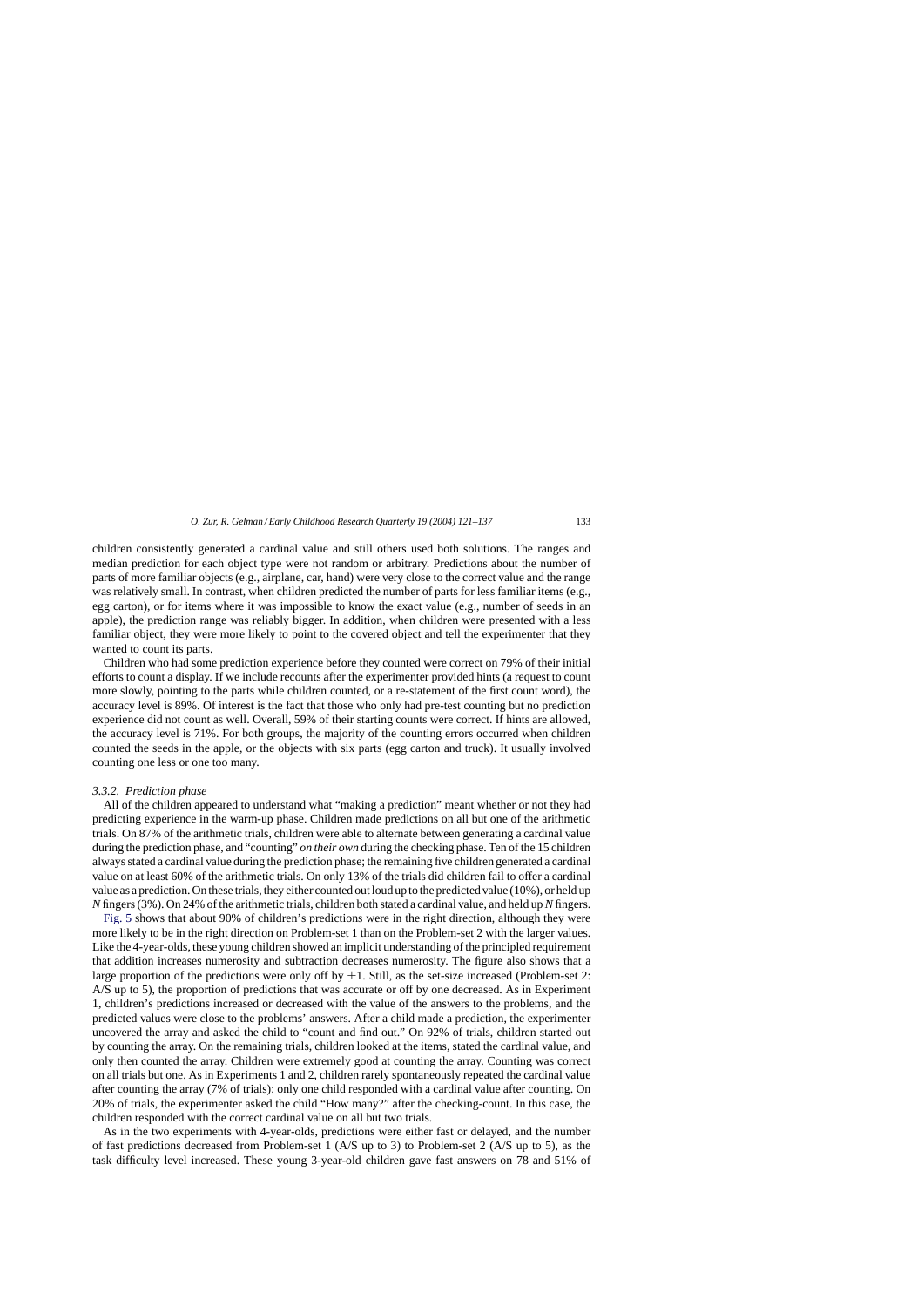children consistently generated a cardinal value and still others used both solutions. The ranges and median prediction for each object type were not random or arbitrary. Predictions about the number of parts of more familiar objects (e.g., airplane, car, hand) were very close to the correct value and the range was relatively small. In contrast, when children predicted the number of parts for less familiar items (e.g., egg carton), or for items where it was impossible to know the exact value (e.g., number of seeds in an apple), the prediction range was reliably bigger. In addition, when children were presented with a less familiar object, they were more likely to point to the covered object and tell the experimenter that they wanted to count its parts.

Children who had some prediction experience before they counted were correct on 79% of their initial efforts to count a display. If we include recounts after the experimenter provided hints (a request to count more slowly, pointing to the parts while children counted, or a re-statement of the first count word), the accuracy level is 89%. Of interest is the fact that those who only had pre-test counting but no prediction experience did not count as well. Overall, 59% of their starting counts were correct. If hints are allowed, the accuracy level is 71%. For both groups, the majority of the counting errors occurred when children counted the seeds in the apple, or the objects with six parts (egg carton and truck). It usually involved counting one less or one too many.

### 3.3.2. Prediction phase

All of the children appeared to understand what "making a prediction" meant whether or not they had predicting experience in the warm-up phase. Children made predictions on all but one of the arithmetic trials. On 87% of the arithmetic trials, children were able to alternate between generating a cardinal value during the prediction phase, and "counting" *on their own* during the checking phase. Ten of the 15 children always stated a cardinal value during the prediction phase; the remaining five children generated a cardinal value on at least 60% of the arithmetic trials. On only 13% of the trials did children fail to offer a cardinal value as a prediction. On these trials, they either counted out loud up to the predicted value (10%), or held up *N* fingers (3%). On 24% of the arithmetic trials, children both stated a cardinal value, and held up *N* fingers.

Fig. 5 shows that about 90% of children's predictions were in the right direction, although they were more likely to be in the right direction on Problem-set 1 than on the Problem-set 2 with the larger values. Like the 4-year-olds, these young children showed an implicit understanding of the principled requirement that addition increases numerosity and subtraction decreases numerosity. The figure also shows that a large proportion of the predictions were only off by $\pm 1$. Still, as the set-size increased (Problem-set 2: A/S up to 5), the proportion of predictions that was accurate or off by one decreased. As in Experiment 1, children's predictions increased or decreased with the value of the answers to the problems, and the predicted values were close to the problems' answers. After a child made a prediction, the experimenter uncovered the array and asked the child to "count and find out." On 92% of trials, children started out by counting the array. On the remaining trials, children looked at the items, stated the cardinal value, and only then counted the array. Children were extremely good at counting the array. Counting was correct on all trials but one. As in Experiments 1 and 2, children rarely spontaneously repeated the cardinal value after counting the array (7% of trials); only one child responded with a cardinal value after counting. On 20% of trials, the experimenter asked the child "How many?" after the checking-count. In this case, the children responded with the correct cardinal value on all but two trials.

As in the two experiments with 4-year-olds, predictions were either fast or delayed, and the number of fast predictions decreased from Problem-set 1 (A/S up to 3) to Problem-set 2 (A/S up to 5), as the task difficulty level increased. These young 3-year-old children gave fast answers on 78 and 51% of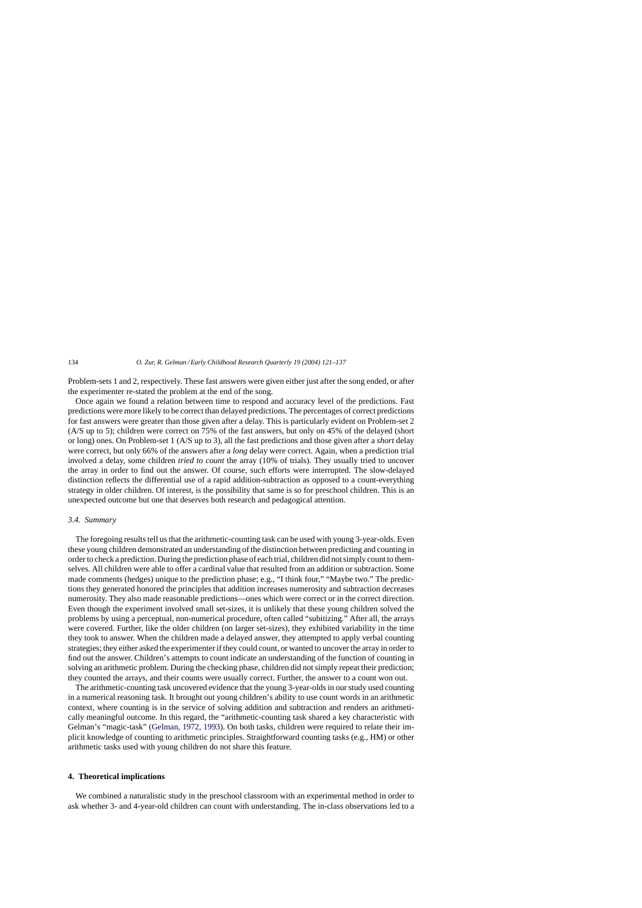Problem-sets 1 and 2, respectively. These fast answers were given either just after the song ended, or after the experimenter re-stated the problem at the end of the song.

Once again we found a relation between time to respond and accuracy level of the predictions. Fast predictions were more likely to be correct than delayed predictions. The percentages of correct predictions for fast answers were greater than those given after a delay. This is particularly evident on Problem-set 2 (A/S up to 5); children were correct on 75% of the fast answers, but only on 45% of the delayed (short or long) ones. On Problem-set 1 (A/S up to 3), all the fast predictions and those given after a *short* delay were correct, but only 66% of the answers after a *long* delay were correct. Again, when a prediction trial involved a delay, some children *tried to count* the array (10% of trials). They usually tried to uncover the array in order to find out the answer. Of course, such efforts were interrupted. The slow-delayed distinction reflects the differential use of a rapid addition-subtraction as opposed to a count-everything strategy in older children. Of interest, is the possibility that same is so for preschool children. This is an unexpected outcome but one that deserves both research and pedagogical attention.

### *3.4. Summary*

The foregoing results tell us that the arithmetic-counting task can be used with young 3-year-olds. Even these young children demonstrated an understanding of the distinction between predicting and counting in order to check a prediction. During the prediction phase of each trial, children did not simply count to themselves. All children were able to offer a cardinal value that resulted from an addition or subtraction. Some made comments (hedges) unique to the prediction phase; e.g., "I think four," "Maybe two." The predictions they generated honored the principles that addition increases numerosity and subtraction decreases numerosity. They also made reasonable predictions—ones which were correct or in the correct direction. Even though the experiment involved small set-sizes, it is unlikely that these young children solved the problems by using a perceptual, non-numerical procedure, often called "subitizing." After all, the arrays were covered. Further, like the older children (on larger set-sizes), they exhibited variability in the time they took to answer. When the children made a delayed answer, they attempted to apply verbal counting strategies; they either asked the experimenter if they could count, or wanted to uncover the array in order to find out the answer. Children's attempts to count indicate an understanding of the function of counting in solving an arithmetic problem. During the checking phase, children did not simply repeat their prediction; they counted the arrays, and their counts were usually correct. Further, the answer to a count won out.

The arithmetic-counting task uncovered evidence that the young 3-year-olds in our study used counting in a numerical reasoning task. It brought out young children's ability to use count words in an arithmetic context, where counting is in the service of solving addition and subtraction and renders an arithmetically meaningful outcome. In this regard, the "arithmetic-counting task shared a key characteristic with Gelman's "magic-task" (Gelman, 1972, 1993). On both tasks, children were required to relate their implicit knowledge of counting to arithmetic principles. Straightforward counting tasks (e.g., HM) or other arithmetic tasks used with young children do not share this feature.

## 4. Theoretical implications

We combined a naturalistic study in the preschool classroom with an experimental method in order to ask whether 3- and 4-year-old children can count with understanding. The in-class observations led to a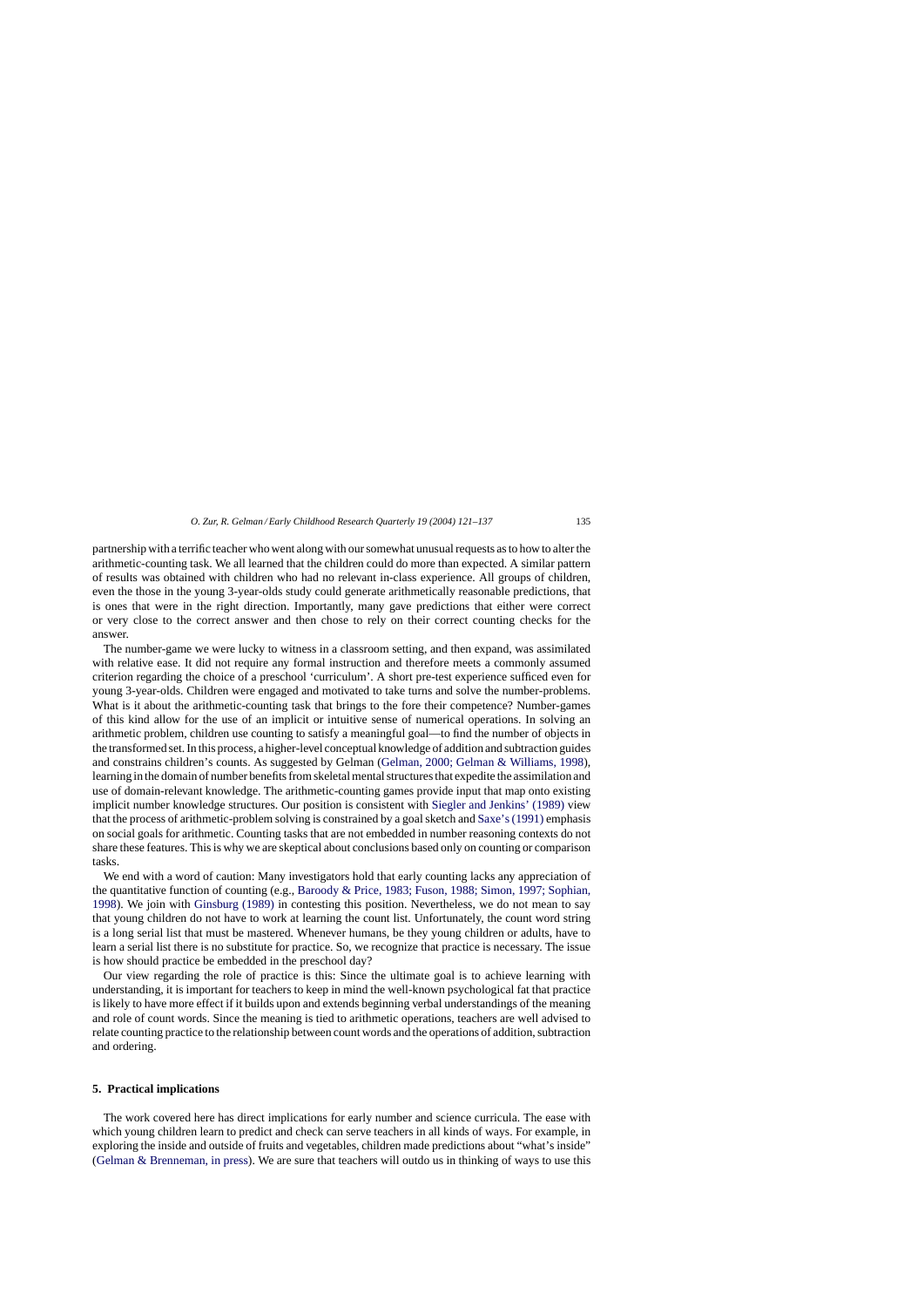partnership with a terrific teacher who went along with our somewhat unusual requests as to how to alter the arithmetic-counting task. We all learned that the children could do more than expected. A similar pattern of results was obtained with children who had no relevant in-class experience. All groups of children, even the those in the young 3-year-olds study could generate arithmetically reasonable predictions, that is ones that were in the right direction. Importantly, many gave predictions that either were correct or very close to the correct answer and then chose to rely on their correct counting checks for the answer.

The number-game we were lucky to witness in a classroom setting, and then expand, was assimilated with relative ease. It did not require any formal instruction and therefore meets a commonly assumed criterion regarding the choice of a preschool 'curriculum'. A short pre-test experience sufficed even for young 3-year-olds. Children were engaged and motivated to take turns and solve the number-problems. What is it about the arithmetic-counting task that brings to the fore their competence? Number-games of this kind allow for the use of an implicit or intuitive sense of numerical operations. In solving an arithmetic problem, children use counting to satisfy a meaningful goal—to find the number of objects in the transformed set. In this process, a higher-level conceptual knowledge of addition and subtraction guides and constrains children's counts. As suggested by Gelman (Gelman, 2000; Gelman & Williams, 1998), learning in the domain of number benefits from skeletal mental structures that expedite the assimilation and use of domain-relevant knowledge. The arithmetic-counting games provide input that map onto existing implicit number knowledge structures. Our position is consistent with Siegler and Jenkins' (1989) view that the process of arithmetic-problem solving is constrained by a goal sketch and Saxe's (1991) emphasis on social goals for arithmetic. Counting tasks that are not embedded in number reasoning contexts do not share these features. This is why we are skeptical about conclusions based only on counting or comparison tasks.

We end with a word of caution: Many investigators hold that early counting lacks any appreciation of the quantitative function of counting (e.g., Baroody & Price, 1983; Fuson, 1988; Simon, 1997; Sophian, 1998). We join with Ginsburg (1989) in contesting this position. Nevertheless, we do not mean to say that young children do not have to work at learning the count list. Unfortunately, the count word string is a long serial list that must be mastered. Whenever humans, be they young children or adults, have to learn a serial list there is no substitute for practice. So, we recognize that practice is necessary. The issue is how should practice be embedded in the preschool day?

Our view regarding the role of practice is this: Since the ultimate goal is to achieve learning with understanding, it is important for teachers to keep in mind the well-known psychological fat that practice is likely to have more effect if it builds upon and extends beginning verbal understandings of the meaning and role of count words. Since the meaning is tied to arithmetic operations, teachers are well advised to relate counting practice to the relationship between count words and the operations of addition, subtraction and ordering.

## 5. Practical implications

The work covered here has direct implications for early number and science curricula. The ease with which young children learn to predict and check can serve teachers in all kinds of ways. For example, in exploring the inside and outside of fruits and vegetables, children made predictions about "what's inside" (Gelman & Brenneman, in press). We are sure that teachers will outdo us in thinking of ways to use this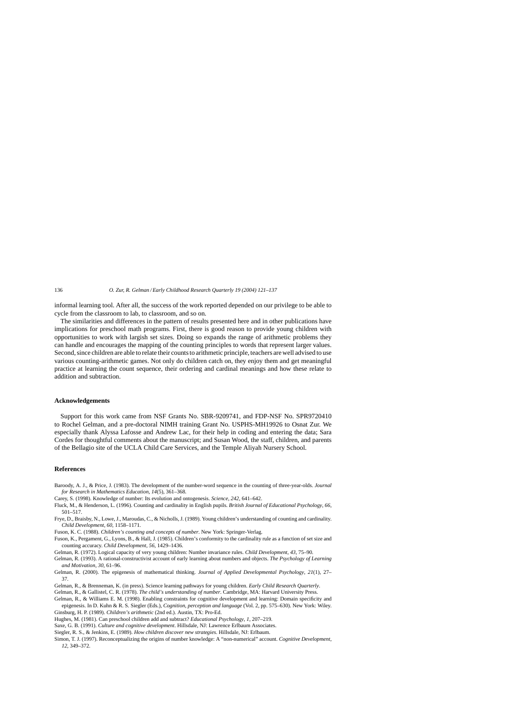informal learning tool. After all, the success of the work reported depended on our privilege to be able to cycle from the classroom to lab, to classroom, and so on.

The similarities and differences in the pattern of results presented here and in other publications have implications for preschool math programs. First, there is good reason to provide young children with opportunities to work with largish set sizes. Doing so expands the range of arithmetic problems they can handle and encourages the mapping of the counting principles to words that represent larger values. Second, since children are able to relate their counts to arithmetic principle, teachers are well advised to use various counting-arithmetic games. Not only do children catch on, they enjoy them and get meaningful practice at learning the count sequence, their ordering and cardinal meanings and how these relate to addition and subtraction.

## Acknowledgements

Support for this work came from NSF Grants No. SBR-9209741, and FDP-NSF No. SPR9720410 to Rochel Gelman, and a pre-doctoral NIMH training Grant No. USPHS-MH19926 to Osnat Zur. We especially thank Alyssa Lafosse and Andrew Lac, for their help in coding and entering the data; Sara Cordes for thoughtful comments about the manuscript; and Susan Wood, the staff, children, and parents of the Bellagio site of the UCLA Child Care Services, and the Temple Aliyah Nursery School.

## References

Baroody, A. J., & Price, J. (1983). The development of the number-word sequence in the counting of three-year-olds. *Journal for Research in Mathematics Education*, *14*(5), 361–368.

Carey, S. (1998). Knowledge of number: Its evolution and ontogenesis. *Science*, *242*, 641–642.

Fluck, M., & Henderson, L. (1996). Counting and cardinality in English pupils. *British Journal of Educational Psychology*, *66*, 501–517.

Frye, D., Braisby, N., Lowe, J., Maroudas, C., & Nicholls, J. (1989). Young children's understanding of counting and cardinality. *Child Development*, *60*, 1158–1171.

Fuson, K. C. (1988). *Children's counting and concepts of number*. New York: Springer-Verlag.

Fuson, K., Pergament, G., Lyons, B., & Hall, J. (1985). Children's conformity to the cardinality rule as a function of set size and counting accuracy. *Child Development*, *56*, 1429–1436.

Gelman, R. (1972). Logical capacity of very young children: Number invariance rules. *Child Development*, *43*, 75–90.

Gelman, R. (1993). A rational-constructivist account of early learning about numbers and objects. *The Psychology of Learning and Motivation*, *30*, 61–96.

Gelman, R. (2000). The epigenesis of mathematical thinking. *Journal of Applied Developmental Psychology*, *21*(1), 27–37.

Gelman, R., & Brenneman, K. (in press). Science learning pathways for young children. *Early Child Research Quarterly*.

Gelman, R., & Gallistel, C. R. (1978). *The child's understanding of number*. Cambridge, MA: Harvard University Press.

Gelman, R., & Williams E. M. (1998). Enabling constraints for cognitive development and learning: Domain specificity and epigenesis. In D. Kuhn & R. S. Siegler (Eds.), *Cognition, perception and language* (Vol. 2, pp. 575–630). New York: Wiley.

Ginsburg, H. P. (1989). *Children's arithmetic* (2nd ed.). Austin, TX: Pro-Ed.

Hughes, M. (1981). Can preschool children add and subtract? *Educational Psychology*, *1*, 207–219.

Saxe, G. B. (1991). *Culture and cognitive development*. Hillsdale, NJ: Lawrence Erlbaum Associates.

Siegler, R. S., & Jenkins, E. (1989). *How children discover new strategies*. Hillsdale, NJ: Erlbaum.

Simon, T. J. (1997). Reconceptualizing the origins of number knowledge: A "non-numerical" account. *Cognitive Development*, *12*, 349–372.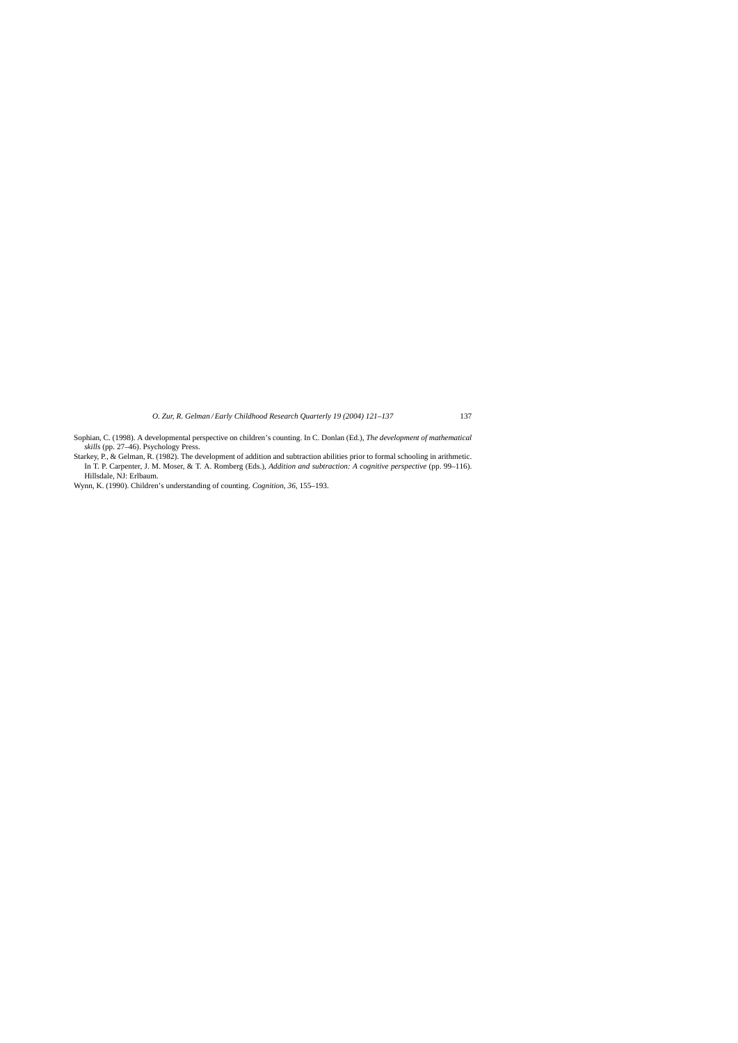Sophian, C. (1998). A developmental perspective on children's counting. In C. Donlan (Ed.), *The development of mathematical skills* (pp. 27–46). Psychology Press.

Starkey, P., & Gelman, R. (1982). The development of addition and subtraction abilities prior to formal schooling in arithmetic. In T. P. Carpenter, J. M. Moser, & T. A. Romberg (Eds.), *Addition and subtraction: A cognitive perspective* (pp. 99–116). Hillsdale, NJ: Erlbaum.

Wynn, K. (1990). Children's understanding of counting. *Cognition*, *36*, 155–193.